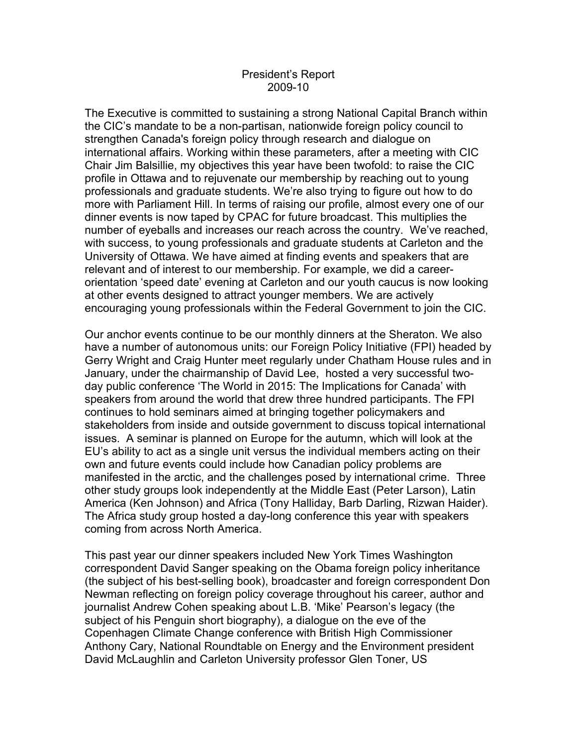# President's Report
## 2009-10

The Executive is committed to sustaining a strong National Capital Branch within the CIC's mandate to be a non-partisan, nationwide foreign policy council to strengthen Canada's foreign policy through research and dialogue on international affairs. Working within these parameters, after a meeting with CIC Chair Jim Balsillie, my objectives this year have been twofold: to raise the CIC profile in Ottawa and to rejuvenate our membership by reaching out to young professionals and graduate students. We're also trying to figure out how to do more with Parliament Hill. In terms of raising our profile, almost every one of our dinner events is now taped by CPAC for future broadcast. This multiplies the number of eyeballs and increases our reach across the country. We've reached, with success, to young professionals and graduate students at Carleton and the University of Ottawa. We have aimed at finding events and speakers that are relevant and of interest to our membership. For example, we did a career-orientation 'speed date' evening at Carleton and our youth caucus is now looking at other events designed to attract younger members. We are actively encouraging young professionals within the Federal Government to join the CIC.

Our anchor events continue to be our monthly dinners at the Sheraton. We also have a number of autonomous units: our Foreign Policy Initiative (FPI) headed by Gerry Wright and Craig Hunter meet regularly under Chatham House rules and in January, under the chairmanship of David Lee, hosted a very successful two-day public conference 'The World in 2015: The Implications for Canada' with speakers from around the world that drew three hundred participants. The FPI continues to hold seminars aimed at bringing together policymakers and stakeholders from inside and outside government to discuss topical international issues. A seminar is planned on Europe for the autumn, which will look at the EU's ability to act as a single unit versus the individual members acting on their own and future events could include how Canadian policy problems are manifested in the arctic, and the challenges posed by international crime. Three other study groups look independently at the Middle East (Peter Larson), Latin America (Ken Johnson) and Africa (Tony Halliday, Barb Darling, Rizwan Haider). The Africa study group hosted a day-long conference this year with speakers coming from across North America.

This past year our dinner speakers included New York Times Washington correspondent David Sanger speaking on the Obama foreign policy inheritance (the subject of his best-selling book), broadcaster and foreign correspondent Don Newman reflecting on foreign policy coverage throughout his career, author and journalist Andrew Cohen speaking about L.B. 'Mike' Pearson's legacy (the subject of his Penguin short biography), a dialogue on the eve of the Copenhagen Climate Change conference with British High Commissioner Anthony Cary, National Roundtable on Energy and the Environment president David McLaughlin and Carleton University professor Glen Toner, US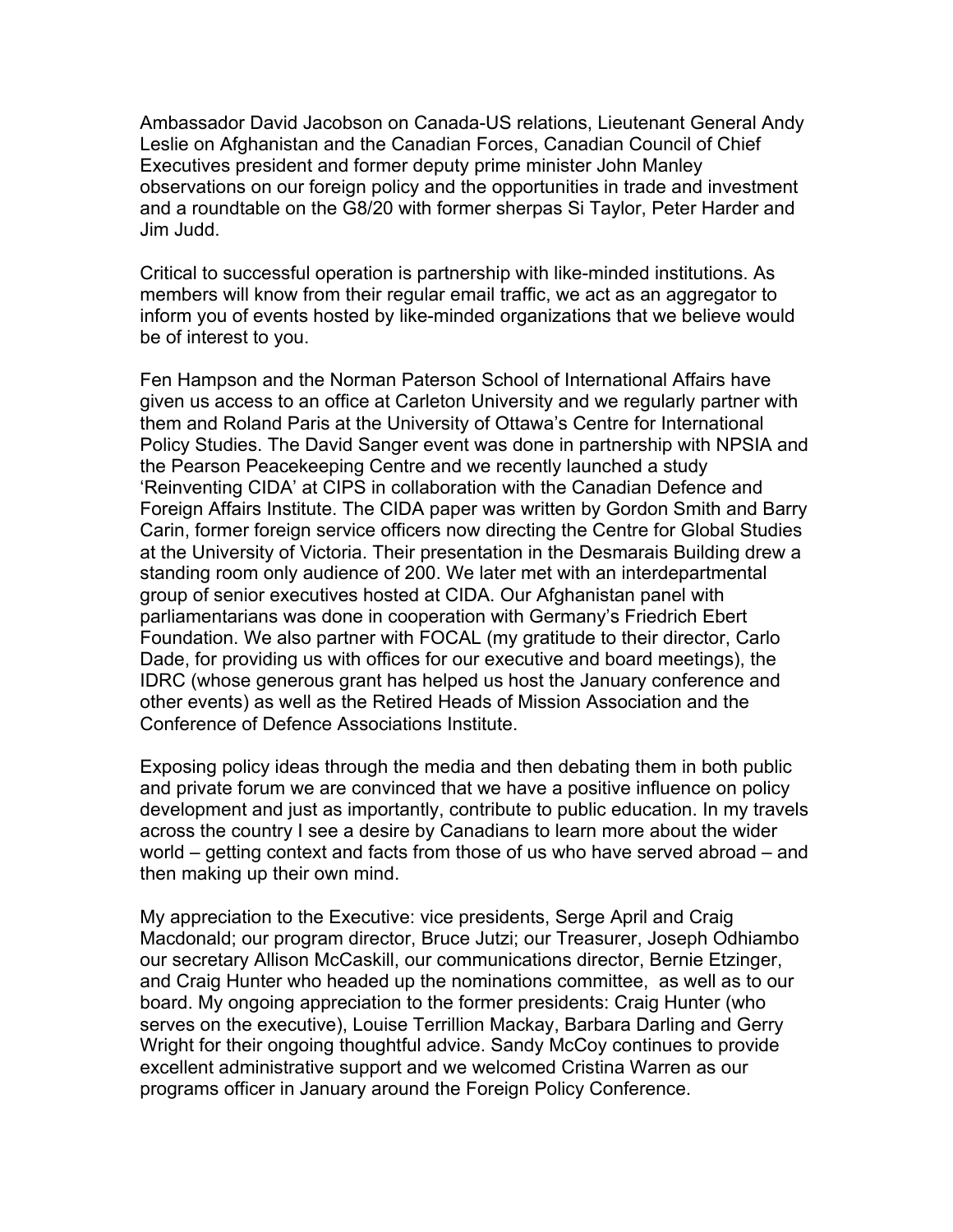Ambassador David Jacobson on Canada-US relations, Lieutenant General Andy Leslie on Afghanistan and the Canadian Forces, Canadian Council of Chief Executives president and former deputy prime minister John Manley observations on our foreign policy and the opportunities in trade and investment and a roundtable on the G8/20 with former sherpas Si Taylor, Peter Harder and Jim Judd.

Critical to successful operation is partnership with like-minded institutions. As members will know from their regular email traffic, we act as an aggregator to inform you of events hosted by like-minded organizations that we believe would be of interest to you.

Fen Hampson and the Norman Paterson School of International Affairs have given us access to an office at Carleton University and we regularly partner with them and Roland Paris at the University of Ottawa's Centre for International Policy Studies. The David Sanger event was done in partnership with NPSIA and the Pearson Peacekeeping Centre and we recently launched a study 'Reinventing CIDA' at CIPS in collaboration with the Canadian Defence and Foreign Affairs Institute. The CIDA paper was written by Gordon Smith and Barry Carin, former foreign service officers now directing the Centre for Global Studies at the University of Victoria. Their presentation in the Desmarais Building drew a standing room only audience of 200. We later met with an interdepartmental group of senior executives hosted at CIDA. Our Afghanistan panel with parliamentarians was done in cooperation with Germany's Friedrich Ebert Foundation. We also partner with FOCAL (my gratitude to their director, Carlo Dade, for providing us with offices for our executive and board meetings), the IDRC (whose generous grant has helped us host the January conference and other events) as well as the Retired Heads of Mission Association and the Conference of Defence Associations Institute.

Exposing policy ideas through the media and then debating them in both public and private forum we are convinced that we have a positive influence on policy development and just as importantly, contribute to public education. In my travels across the country I see a desire by Canadians to learn more about the wider world – getting context and facts from those of us who have served abroad – and then making up their own mind.

My appreciation to the Executive: vice presidents, Serge April and Craig Macdonald; our program director, Bruce Jutzi; our Treasurer, Joseph Odhiambo our secretary Allison McCaskill, our communications director, Bernie Etzinger, and Craig Hunter who headed up the nominations committee, as well as to our board. My ongoing appreciation to the former presidents: Craig Hunter (who serves on the executive), Louise Terrillion Mackay, Barbara Darling and Gerry Wright for their ongoing thoughtful advice. Sandy McCoy continues to provide excellent administrative support and we welcomed Cristina Warren as our programs officer in January around the Foreign Policy Conference.